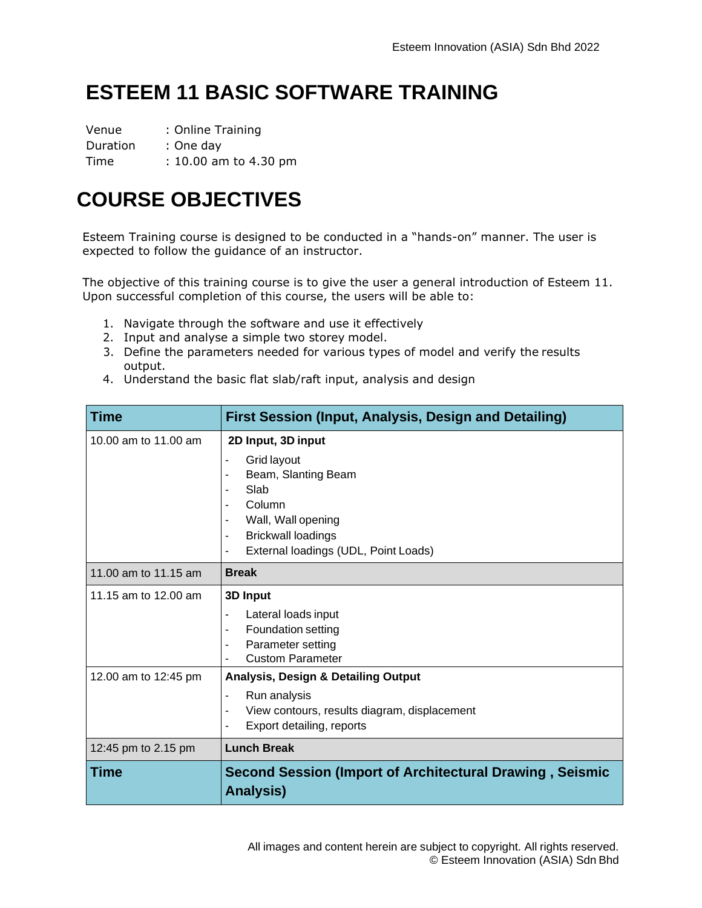# ESTEEM 11 BASIC SOFTWARE TRAINING

Venue : Online Training
Duration : One day
Time : 10.00 am to 4.30 pm

# COURSE OBJECTIVES

Esteem Training course is designed to be conducted in a "hands-on" manner. The user is expected to follow the guidance of an instructor.

The objective of this training course is to give the user a general introduction of Esteem 11. Upon successful completion of this course, the users will be able to:

1. Navigate through the software and use it effectively
2. Input and analyse a simple two storey model.
3. Define the parameters needed for various types of model and verify the results output.
4. Understand the basic flat slab/raft input, analysis and design

| Time | First Session (Input, Analysis, Design and Detailing) |
|---|---|
| 10.00 am to 11.00 am | **2D Input, 3D input**<br>- Grid layout<br>- Beam, Slanting Beam<br>- Slab<br>- Column<br>- Wall, Wall opening<br>- Brickwall loadings<br>- External loadings (UDL, Point Loads) |
| 11.00 am to 11.15 am | **Break** |
| 11.15 am to 12.00 am | **3D Input**<br>- Lateral loads input<br>- Foundation setting<br>- Parameter setting<br>- Custom Parameter |
| 12.00 am to 12:45 pm | **Analysis, Design & Detailing Output**<br>- Run analysis<br>- View contours, results diagram, displacement<br>- Export detailing, reports |
| 12:45 pm to 2.15 pm | **Lunch Break** |
| **Time** | **Second Session (Import of Architectural Drawing , Seismic Analysis)** |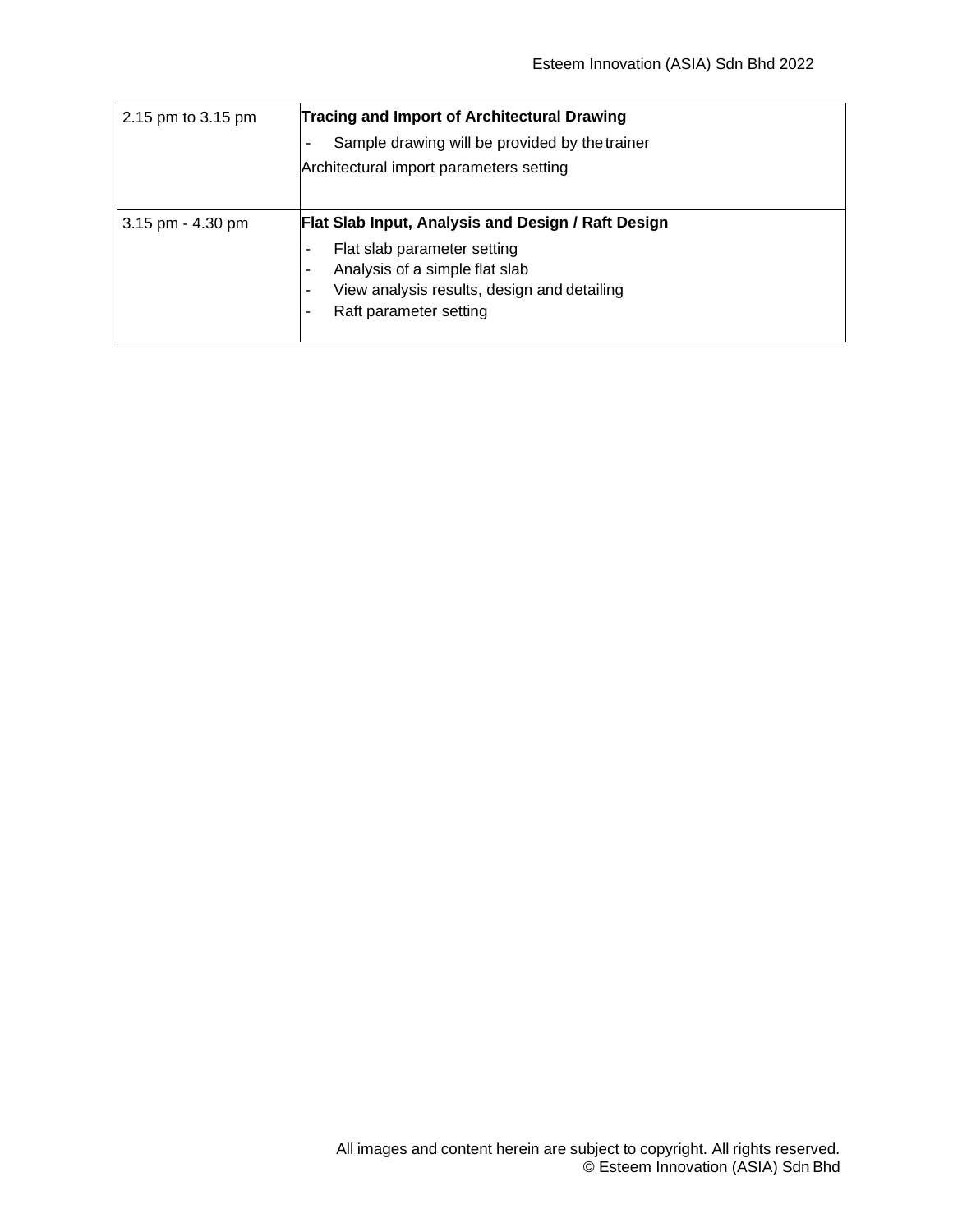| | |
|---|---|
| 2.15 pm to 3.15 pm | **Tracing and Import of Architectural Drawing**<br>- Sample drawing will be provided by the trainer<br>Architectural import parameters setting |
| 3.15 pm - 4.30 pm | **Flat Slab Input, Analysis and Design / Raft Design**<br>- Flat slab parameter setting<br>- Analysis of a simple flat slab<br>- View analysis results, design and detailing<br>- Raft parameter setting |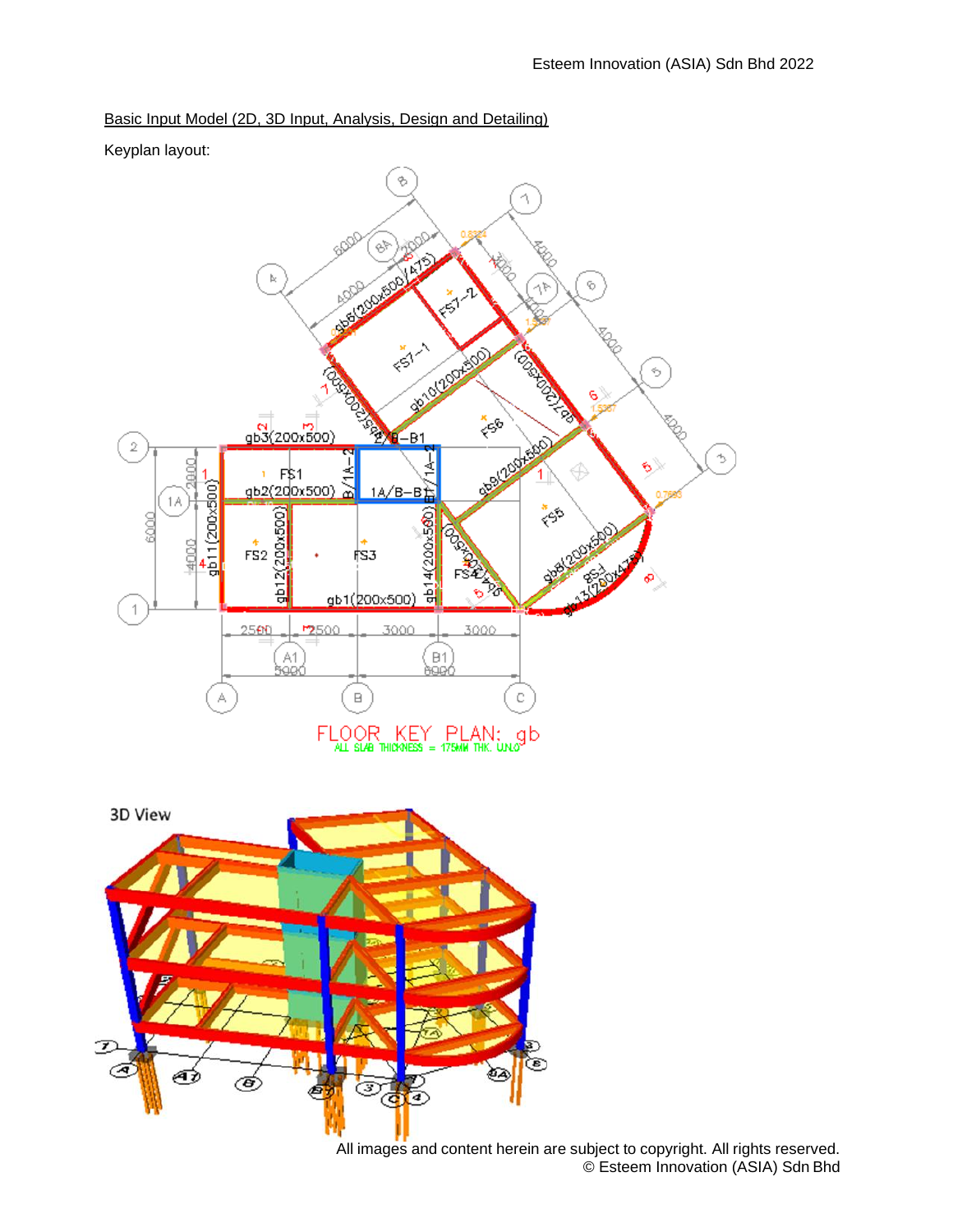Basic Input Model (2D, 3D Input, Analysis, Design and Detailing)

Keyplan layout:

FLOOR KEY PLAN: gb

ALL SLAB THICKNESS = 175MM THK. U.N.O

3D View

All images and content herein are subject to copyright. All rights reserved.
© Esteem Innovation (ASIA) Sdn Bhd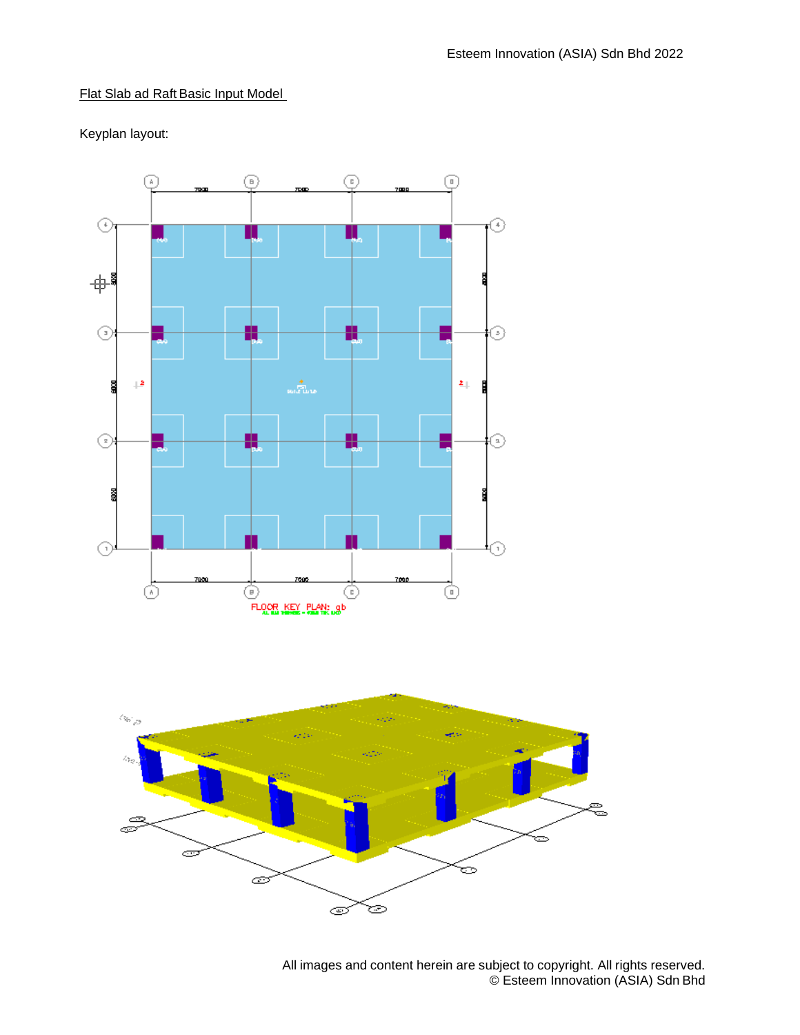Flat Slab ad Raft Basic Input Model

Keyplan layout:

All images and content herein are subject to copyright. All rights reserved.
© Esteem Innovation (ASIA) Sdn Bhd